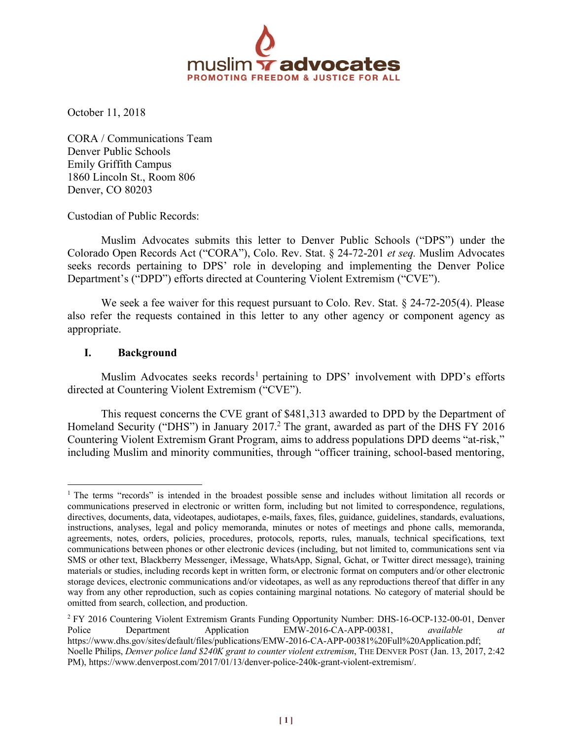muslim advocates
PROMOTING FREEDOM & JUSTICE FOR ALL

October 11, 2018

CORA / Communications Team
Denver Public Schools
Emily Griffith Campus
1860 Lincoln St., Room 806
Denver, CO 80203

Custodian of Public Records:

Muslim Advocates submits this letter to Denver Public Schools ("DPS") under the Colorado Open Records Act ("CORA"), Colo. Rev. Stat. § 24-72-201 *et seq.* Muslim Advocates seeks records pertaining to DPS' role in developing and implementing the Denver Police Department's ("DPD") efforts directed at Countering Violent Extremism ("CVE").

We seek a fee waiver for this request pursuant to Colo. Rev. Stat. § 24-72-205(4). Please also refer the requests contained in this letter to any other agency or component agency as appropriate.

## I. Background

Muslim Advocates seeks records[1] pertaining to DPS' involvement with DPD's efforts directed at Countering Violent Extremism ("CVE").

This request concerns the CVE grant of $481,313 awarded to DPD by the Department of Homeland Security ("DHS") in January 2017.[2] The grant, awarded as part of the DHS FY 2016 Countering Violent Extremism Grant Program, aims to address populations DPD deems "at-risk," including Muslim and minority communities, through "officer training, school-based mentoring,

---

[1] The terms "records" is intended in the broadest possible sense and includes without limitation all records or communications preserved in electronic or written form, including but not limited to correspondence, regulations, directives, documents, data, videotapes, audiotapes, e-mails, faxes, files, guidance, guidelines, standards, evaluations, instructions, analyses, legal and policy memoranda, minutes or notes of meetings and phone calls, memoranda, agreements, notes, orders, policies, procedures, protocols, reports, rules, manuals, technical specifications, text communications between phones or other electronic devices (including, but not limited to, communications sent via SMS or other text, Blackberry Messenger, iMessage, WhatsApp, Signal, Gchat, or Twitter direct message), training materials or studies, including records kept in written form, or electronic format on computers and/or other electronic storage devices, electronic communications and/or videotapes, as well as any reproductions thereof that differ in any way from any other reproduction, such as copies containing marginal notations. No category of material should be omitted from search, collection, and production.

[2] FY 2016 Countering Violent Extremism Grants Funding Opportunity Number: DHS-16-OCP-132-00-01, Denver Police Department Application EMW-2016-CA-APP-00381, *available at* https://www.dhs.gov/sites/default/files/publications/EMW-2016-CA-APP-00381%20Full%20Application.pdf; Noelle Philips, *Denver police land $240K grant to counter violent extremism*, THE DENVER POST (Jan. 13, 2017, 2:42 PM), https://www.denverpost.com/2017/01/13/denver-police-240k-grant-violent-extremism/.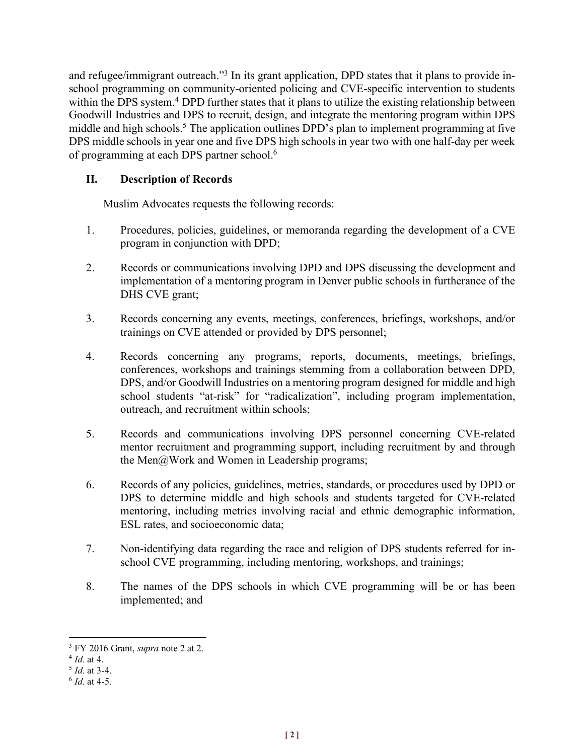and refugee/immigrant outreach."[3] In its grant application, DPD states that it plans to provide in-school programming on community-oriented policing and CVE-specific intervention to students within the DPS system.[4] DPD further states that it plans to utilize the existing relationship between Goodwill Industries and DPS to recruit, design, and integrate the mentoring program within DPS middle and high schools.[5] The application outlines DPD's plan to implement programming at five DPS middle schools in year one and five DPS high schools in year two with one half-day per week of programming at each DPS partner school.[6]

## II. Description of Records

Muslim Advocates requests the following records:

1. Procedures, policies, guidelines, or memoranda regarding the development of a CVE program in conjunction with DPD;

2. Records or communications involving DPD and DPS discussing the development and implementation of a mentoring program in Denver public schools in furtherance of the DHS CVE grant;

3. Records concerning any events, meetings, conferences, briefings, workshops, and/or trainings on CVE attended or provided by DPS personnel;

4. Records concerning any programs, reports, documents, meetings, briefings, conferences, workshops and trainings stemming from a collaboration between DPD, DPS, and/or Goodwill Industries on a mentoring program designed for middle and high school students "at-risk" for "radicalization", including program implementation, outreach, and recruitment within schools;

5. Records and communications involving DPS personnel concerning CVE-related mentor recruitment and programming support, including recruitment by and through the Men@Work and Women in Leadership programs;

6. Records of any policies, guidelines, metrics, standards, or procedures used by DPD or DPS to determine middle and high schools and students targeted for CVE-related mentoring, including metrics involving racial and ethnic demographic information, ESL rates, and socioeconomic data;

7. Non-identifying data regarding the race and religion of DPS students referred for in-school CVE programming, including mentoring, workshops, and trainings;

8. The names of the DPS schools in which CVE programming will be or has been implemented; and

---

[3] FY 2016 Grant, *supra* note 2 at 2.
[4] *Id.* at 4.
[5] *Id.* at 3-4.
[6] *Id.* at 4-5.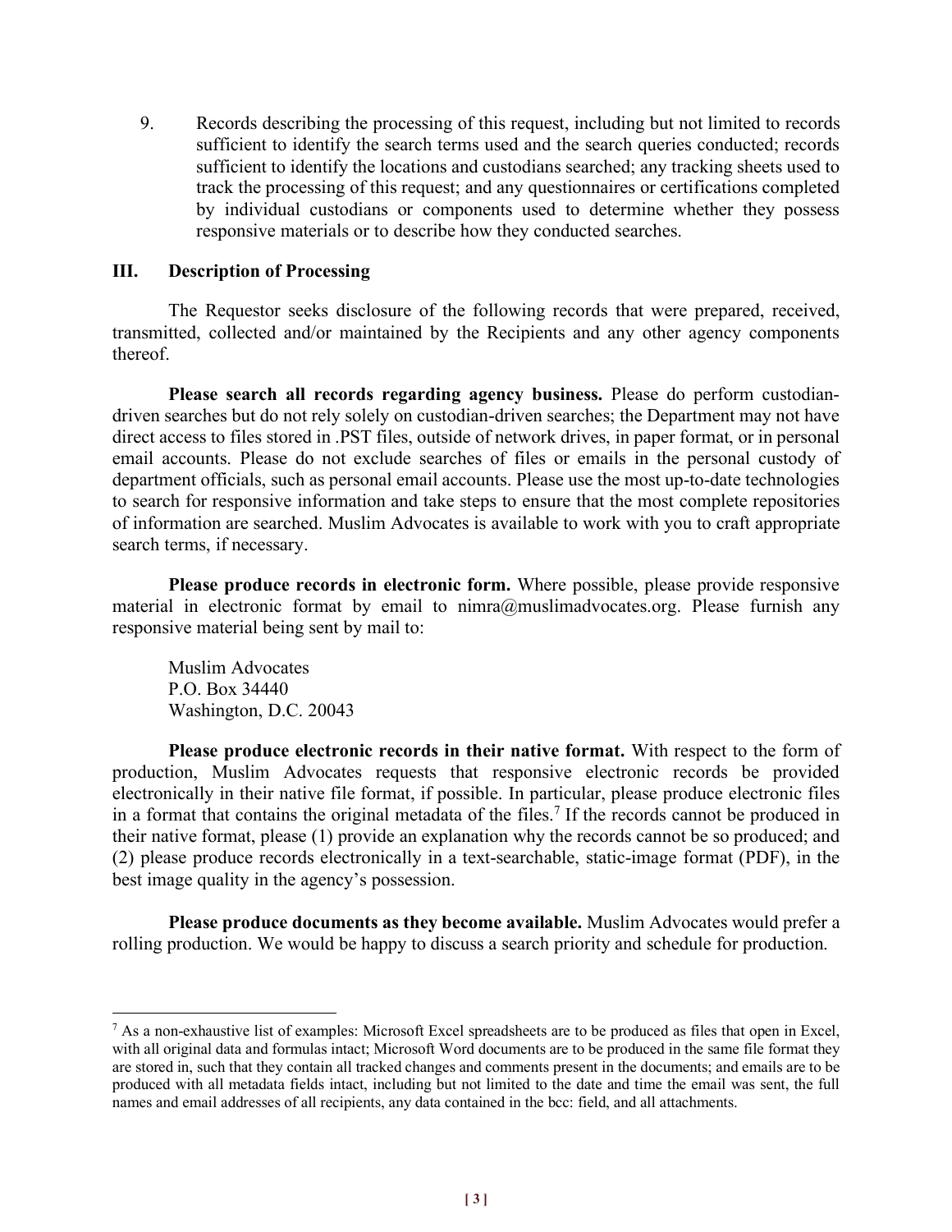9. Records describing the processing of this request, including but not limited to records sufficient to identify the search terms used and the search queries conducted; records sufficient to identify the locations and custodians searched; any tracking sheets used to track the processing of this request; and any questionnaires or certifications completed by individual custodians or components used to determine whether they possess responsive materials or to describe how they conducted searches.

## III. Description of Processing

The Requestor seeks disclosure of the following records that were prepared, received, transmitted, collected and/or maintained by the Recipients and any other agency components thereof.

**Please search all records regarding agency business.** Please do perform custodian-driven searches but do not rely solely on custodian-driven searches; the Department may not have direct access to files stored in .PST files, outside of network drives, in paper format, or in personal email accounts. Please do not exclude searches of files or emails in the personal custody of department officials, such as personal email accounts. Please use the most up-to-date technologies to search for responsive information and take steps to ensure that the most complete repositories of information are searched. Muslim Advocates is available to work with you to craft appropriate search terms, if necessary.

**Please produce records in electronic form.** Where possible, please provide responsive material in electronic format by email to nimra@muslimadvocates.org. Please furnish any responsive material being sent by mail to:

Muslim Advocates
P.O. Box 34440
Washington, D.C. 20043

**Please produce electronic records in their native format.** With respect to the form of production, Muslim Advocates requests that responsive electronic records be provided electronically in their native file format, if possible. In particular, please produce electronic files in a format that contains the original metadata of the files.[7] If the records cannot be produced in their native format, please (1) provide an explanation why the records cannot be so produced; and (2) please produce records electronically in a text-searchable, static-image format (PDF), in the best image quality in the agency's possession.

**Please produce documents as they become available.** Muslim Advocates would prefer a rolling production. We would be happy to discuss a search priority and schedule for production.

---

[7] As a non-exhaustive list of examples: Microsoft Excel spreadsheets are to be produced as files that open in Excel, with all original data and formulas intact; Microsoft Word documents are to be produced in the same file format they are stored in, such that they contain all tracked changes and comments present in the documents; and emails are to be produced with all metadata fields intact, including but not limited to the date and time the email was sent, the full names and email addresses of all recipients, any data contained in the bcc: field, and all attachments.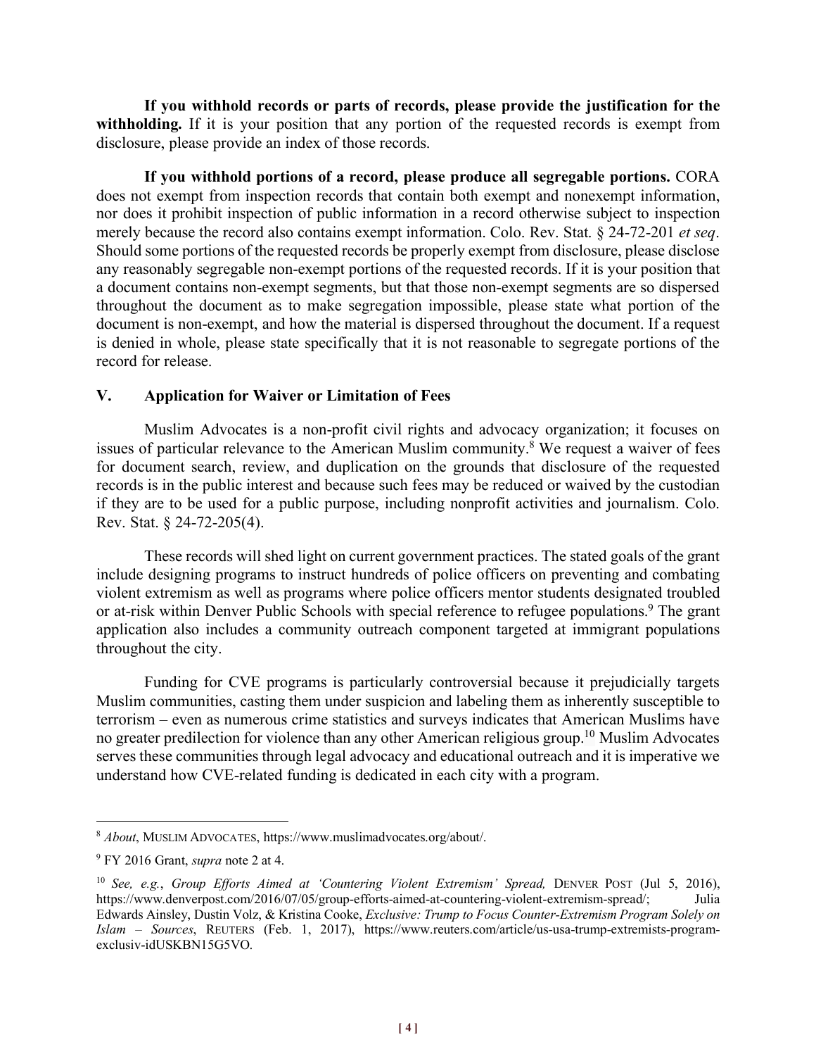**If you withhold records or parts of records, please provide the justification for the withholding.** If it is your position that any portion of the requested records is exempt from disclosure, please provide an index of those records.

**If you withhold portions of a record, please produce all segregable portions.** CORA does not exempt from inspection records that contain both exempt and nonexempt information, nor does it prohibit inspection of public information in a record otherwise subject to inspection merely because the record also contains exempt information. Colo. Rev. Stat. § 24-72-201 *et seq*. Should some portions of the requested records be properly exempt from disclosure, please disclose any reasonably segregable non-exempt portions of the requested records. If it is your position that a document contains non-exempt segments, but that those non-exempt segments are so dispersed throughout the document as to make segregation impossible, please state what portion of the document is non-exempt, and how the material is dispersed throughout the document. If a request is denied in whole, please state specifically that it is not reasonable to segregate portions of the record for release.

## V. Application for Waiver or Limitation of Fees

Muslim Advocates is a non-profit civil rights and advocacy organization; it focuses on issues of particular relevance to the American Muslim community.[8] We request a waiver of fees for document search, review, and duplication on the grounds that disclosure of the requested records is in the public interest and because such fees may be reduced or waived by the custodian if they are to be used for a public purpose, including nonprofit activities and journalism. Colo. Rev. Stat. § 24-72-205(4).

These records will shed light on current government practices. The stated goals of the grant include designing programs to instruct hundreds of police officers on preventing and combating violent extremism as well as programs where police officers mentor students designated troubled or at-risk within Denver Public Schools with special reference to refugee populations.[9] The grant application also includes a community outreach component targeted at immigrant populations throughout the city.

Funding for CVE programs is particularly controversial because it prejudicially targets Muslim communities, casting them under suspicion and labeling them as inherently susceptible to terrorism – even as numerous crime statistics and surveys indicates that American Muslims have no greater predilection for violence than any other American religious group.[10] Muslim Advocates serves these communities through legal advocacy and educational outreach and it is imperative we understand how CVE-related funding is dedicated in each city with a program.

---

[8] *About*, MUSLIM ADVOCATES, https://www.muslimadvocates.org/about/.

[9] FY 2016 Grant, *supra* note 2 at 4.

[10] *See, e.g.*, *Group Efforts Aimed at 'Countering Violent Extremism' Spread,* DENVER POST (Jul 5, 2016), https://www.denverpost.com/2016/07/05/group-efforts-aimed-at-countering-violent-extremism-spread/; Julia Edwards Ainsley, Dustin Volz, & Kristina Cooke, *Exclusive: Trump to Focus Counter-Extremism Program Solely on Islam – Sources*, REUTERS (Feb. 1, 2017), https://www.reuters.com/article/us-usa-trump-extremists-program-exclusiv-idUSKBN15G5VO.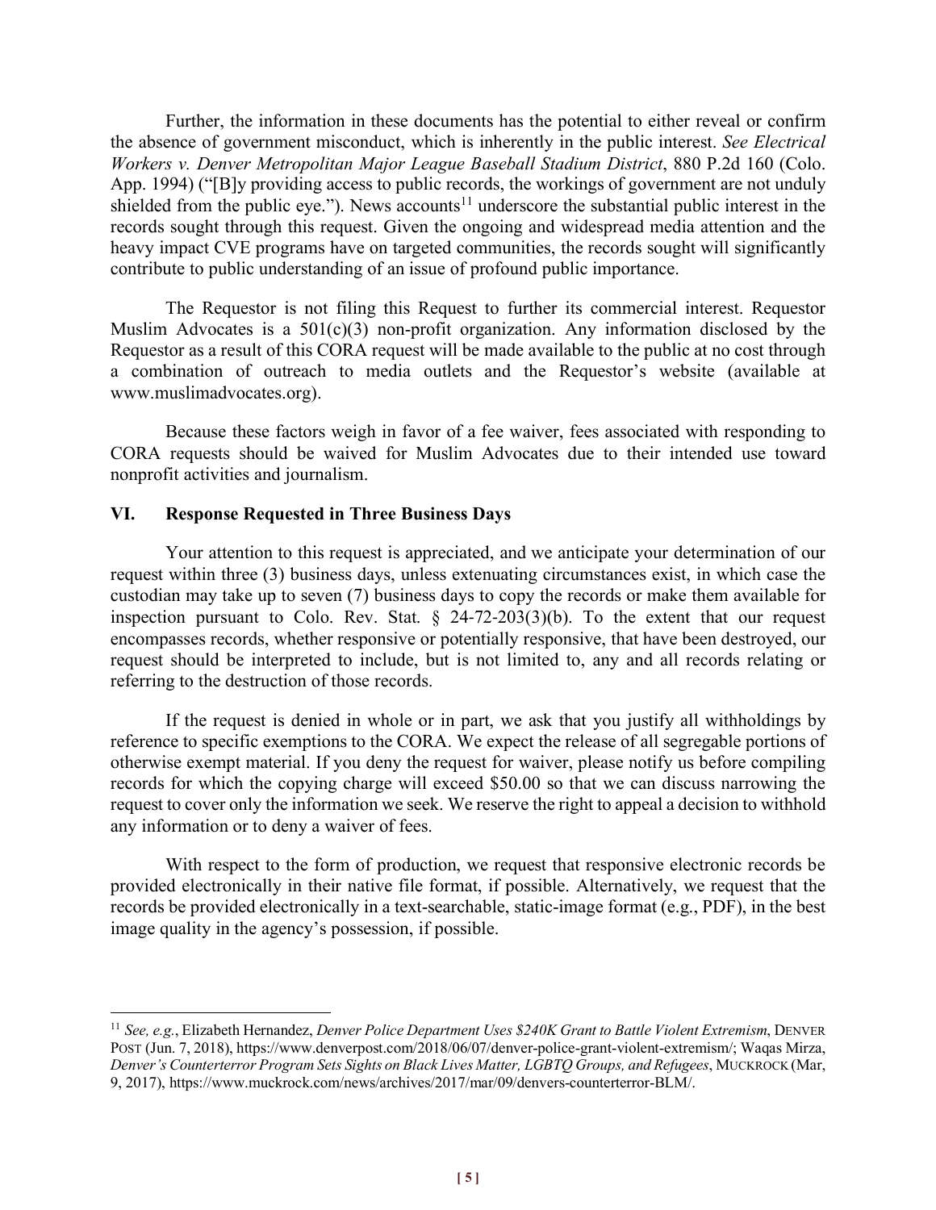Further, the information in these documents has the potential to either reveal or confirm the absence of government misconduct, which is inherently in the public interest. *See Electrical Workers v. Denver Metropolitan Major League Baseball Stadium District*, 880 P.2d 160 (Colo. App. 1994) ("[B]y providing access to public records, the workings of government are not unduly shielded from the public eye."). News accounts[11] underscore the substantial public interest in the records sought through this request. Given the ongoing and widespread media attention and the heavy impact CVE programs have on targeted communities, the records sought will significantly contribute to public understanding of an issue of profound public importance.

The Requestor is not filing this Request to further its commercial interest. Requestor Muslim Advocates is a 501(c)(3) non-profit organization. Any information disclosed by the Requestor as a result of this CORA request will be made available to the public at no cost through a combination of outreach to media outlets and the Requestor's website (available at www.muslimadvocates.org).

Because these factors weigh in favor of a fee waiver, fees associated with responding to CORA requests should be waived for Muslim Advocates due to their intended use toward nonprofit activities and journalism.

## VI. Response Requested in Three Business Days

Your attention to this request is appreciated, and we anticipate your determination of our request within three (3) business days, unless extenuating circumstances exist, in which case the custodian may take up to seven (7) business days to copy the records or make them available for inspection pursuant to Colo. Rev. Stat. § 24-72-203(3)(b). To the extent that our request encompasses records, whether responsive or potentially responsive, that have been destroyed, our request should be interpreted to include, but is not limited to, any and all records relating or referring to the destruction of those records.

If the request is denied in whole or in part, we ask that you justify all withholdings by reference to specific exemptions to the CORA. We expect the release of all segregable portions of otherwise exempt material. If you deny the request for waiver, please notify us before compiling records for which the copying charge will exceed $50.00 so that we can discuss narrowing the request to cover only the information we seek. We reserve the right to appeal a decision to withhold any information or to deny a waiver of fees.

With respect to the form of production, we request that responsive electronic records be provided electronically in their native file format, if possible. Alternatively, we request that the records be provided electronically in a text-searchable, static-image format (e.g., PDF), in the best image quality in the agency's possession, if possible.

---

[11] *See, e.g.*, Elizabeth Hernandez, *Denver Police Department Uses $240K Grant to Battle Violent Extremism*, DENVER POST (Jun. 7, 2018), https://www.denverpost.com/2018/06/07/denver-police-grant-violent-extremism/; Waqas Mirza, *Denver's Counterterror Program Sets Sights on Black Lives Matter, LGBTQ Groups, and Refugees*, MUCKROCK (Mar, 9, 2017), https://www.muckrock.com/news/archives/2017/mar/09/denvers-counterterror-BLM/.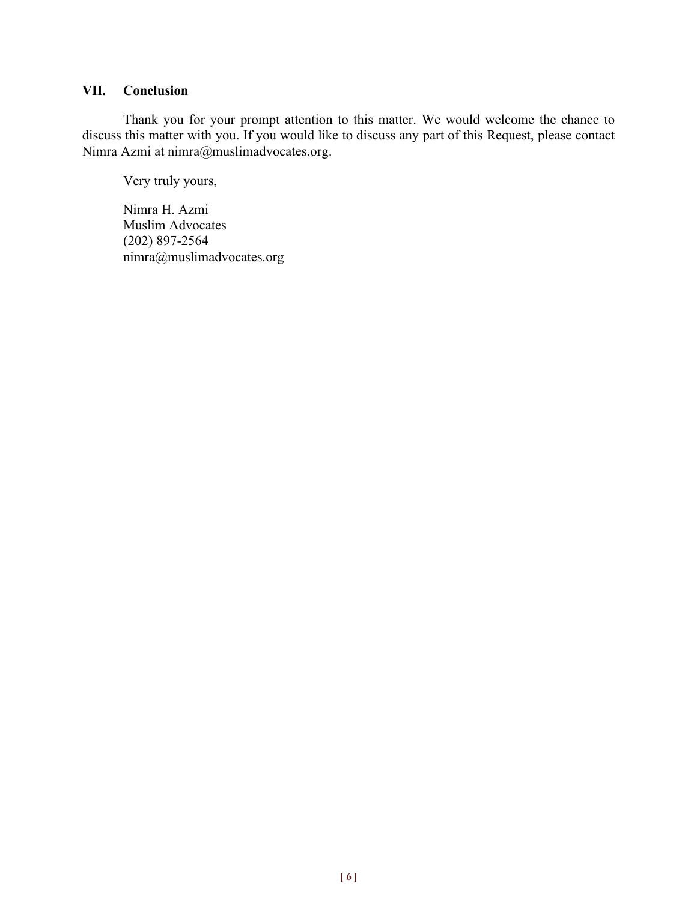## VII. Conclusion

Thank you for your prompt attention to this matter. We would welcome the chance to discuss this matter with you. If you would like to discuss any part of this Request, please contact Nimra Azmi at nimra@muslimadvocates.org.

Very truly yours,

Nimra H. Azmi
Muslim Advocates
(202) 897-2564
nimra@muslimadvocates.org